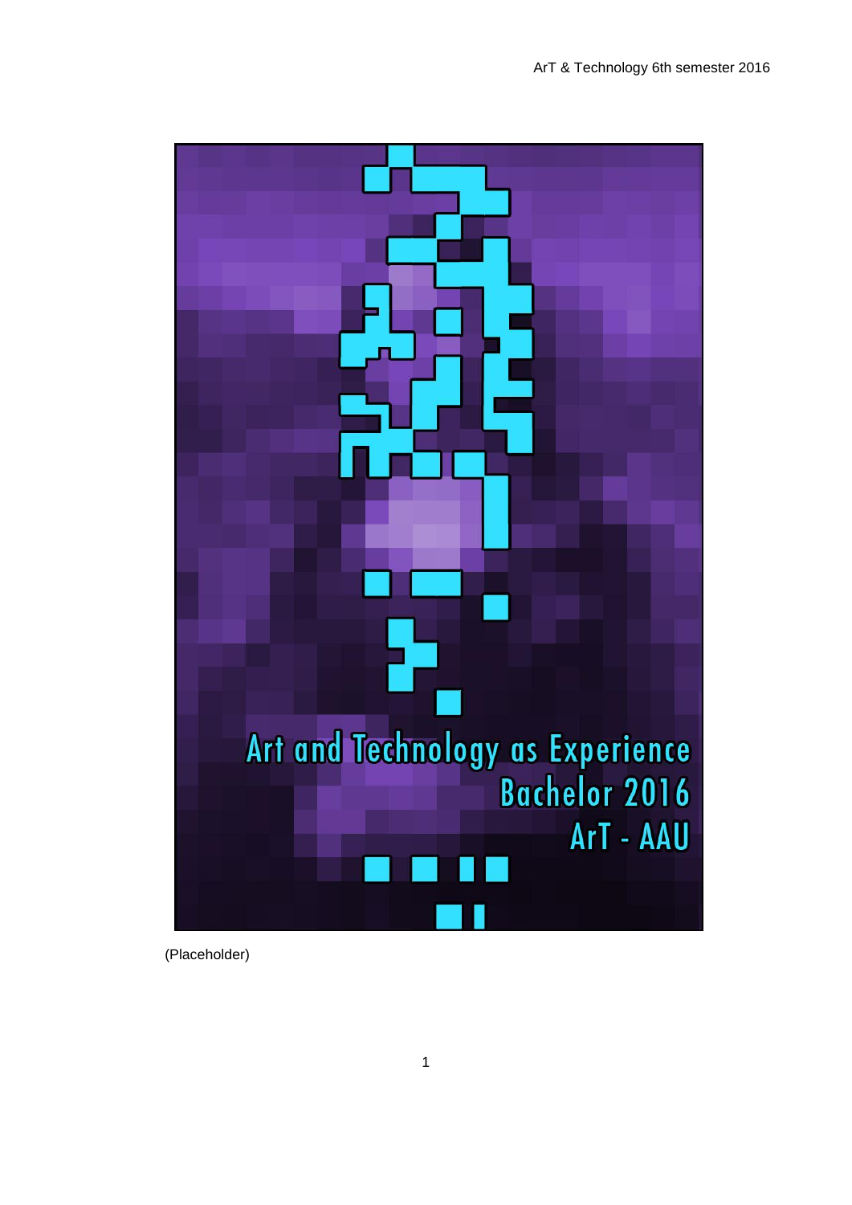# Art and Technology as Experience

## Bachelor 2016

## ArT - AAU

(Placeholder)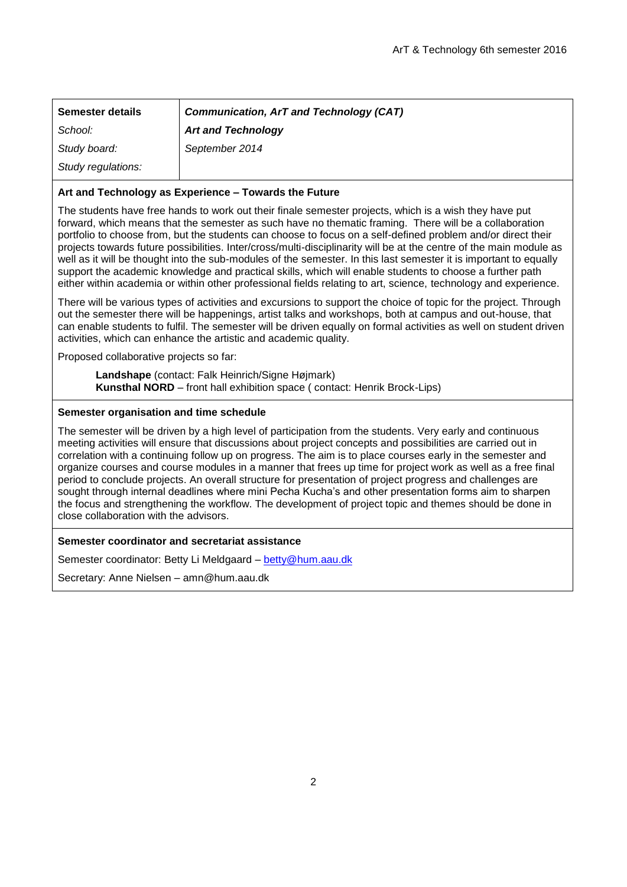| Semester details | *Communication, ArT and Technology (CAT)* |
|---|---|
| *School:* | ***Art and Technology*** |
| *Study board:* | *September 2014* |
| *Study regulations:* | |

**Art and Technology as Experience – Towards the Future**

The students have free hands to work out their finale semester projects, which is a wish they have put forward, which means that the semester as such have no thematic framing. There will be a collaboration portfolio to choose from, but the students can choose to focus on a self-defined problem and/or direct their projects towards future possibilities. Inter/cross/multi-disciplinarity will be at the centre of the main module as well as it will be thought into the sub-modules of the semester. In this last semester it is important to equally support the academic knowledge and practical skills, which will enable students to choose a further path either within academia or within other professional fields relating to art, science, technology and experience.

There will be various types of activities and excursions to support the choice of topic for the project. Through out the semester there will be happenings, artist talks and workshops, both at campus and out-house, that can enable students to fulfil. The semester will be driven equally on formal activities as well on student driven activities, which can enhance the artistic and academic quality.

Proposed collaborative projects so far:

**Landshape** (contact: Falk Heinrich/Signe Højmark)
**Kunsthal NORD** – front hall exhibition space ( contact: Henrik Brock-Lips)

**Semester organisation and time schedule**

The semester will be driven by a high level of participation from the students. Very early and continuous meeting activities will ensure that discussions about project concepts and possibilities are carried out in correlation with a continuing follow up on progress. The aim is to place courses early in the semester and organize courses and course modules in a manner that frees up time for project work as well as a free final period to conclude projects. An overall structure for presentation of project progress and challenges are sought through internal deadlines where mini Pecha Kucha's and other presentation forms aim to sharpen the focus and strengthening the workflow. The development of project topic and themes should be done in close collaboration with the advisors.

**Semester coordinator and secretariat assistance**

Semester coordinator: Betty Li Meldgaard – betty@hum.aau.dk

Secretary: Anne Nielsen – amn@hum.aau.dk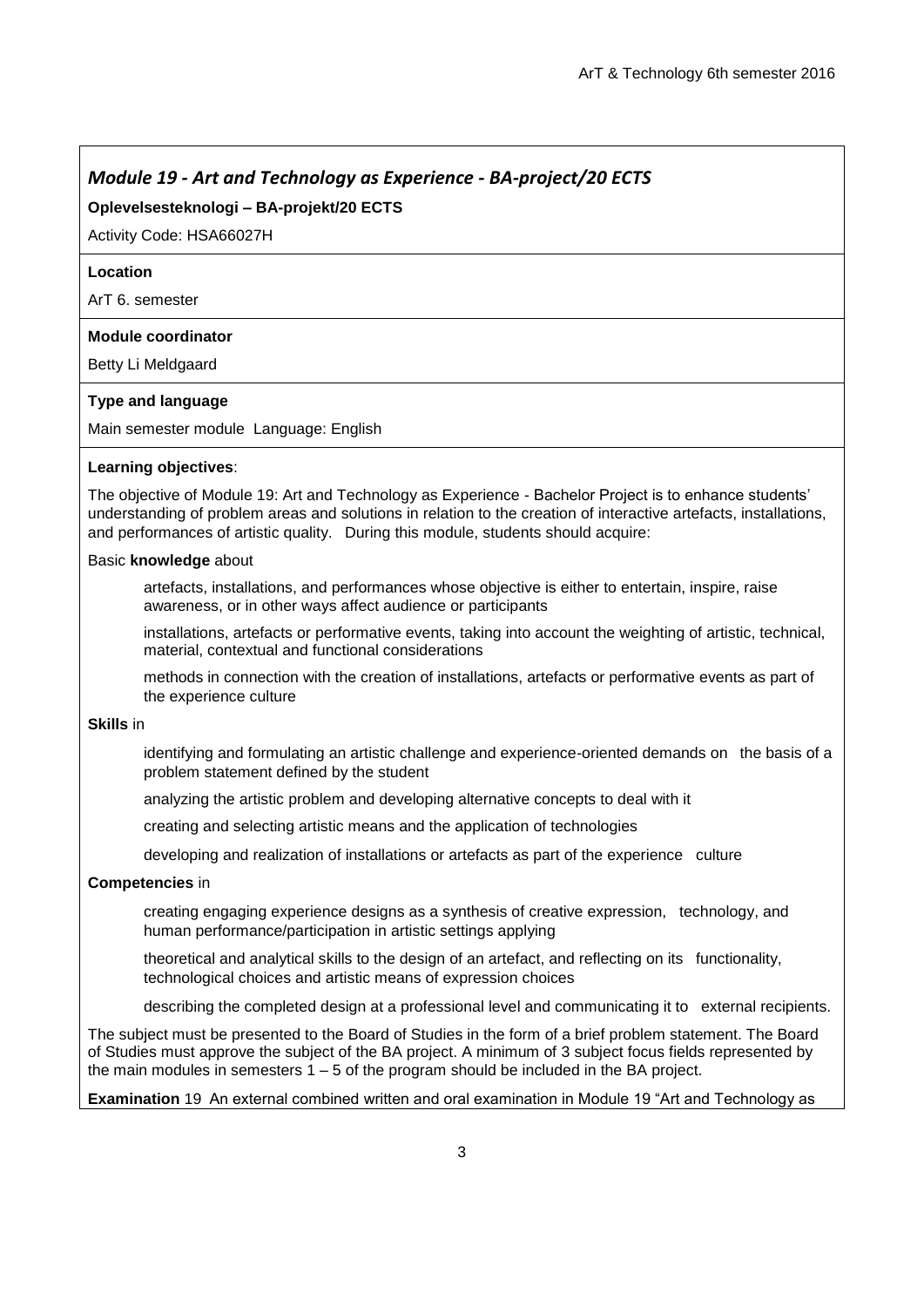## *Module 19 - Art and Technology as Experience - BA-project/20 ECTS*

**Oplevelsesteknologi – BA-projekt/20 ECTS**

Activity Code: HSA66027H

**Location**

ArT 6. semester

**Module coordinator**

Betty Li Meldgaard

**Type and language**

Main semester module Language: English

**Learning objectives**:

The objective of Module 19: Art and Technology as Experience - Bachelor Project is to enhance students' understanding of problem areas and solutions in relation to the creation of interactive artefacts, installations, and performances of artistic quality. During this module, students should acquire:

Basic **knowledge** about

- artefacts, installations, and performances whose objective is either to entertain, inspire, raise awareness, or in other ways affect audience or participants
- installations, artefacts or performative events, taking into account the weighting of artistic, technical, material, contextual and functional considerations
- methods in connection with the creation of installations, artefacts or performative events as part of the experience culture

**Skills** in

- identifying and formulating an artistic challenge and experience-oriented demands on the basis of a problem statement defined by the student
- analyzing the artistic problem and developing alternative concepts to deal with it
- creating and selecting artistic means and the application of technologies
- developing and realization of installations or artefacts as part of the experience culture

**Competencies** in

- creating engaging experience designs as a synthesis of creative expression, technology, and human performance/participation in artistic settings applying
- theoretical and analytical skills to the design of an artefact, and reflecting on its functionality, technological choices and artistic means of expression choices
- describing the completed design at a professional level and communicating it to external recipients.

The subject must be presented to the Board of Studies in the form of a brief problem statement. The Board of Studies must approve the subject of the BA project. A minimum of 3 subject focus fields represented by the main modules in semesters 1 – 5 of the program should be included in the BA project.

**Examination** 19 An external combined written and oral examination in Module 19 "Art and Technology as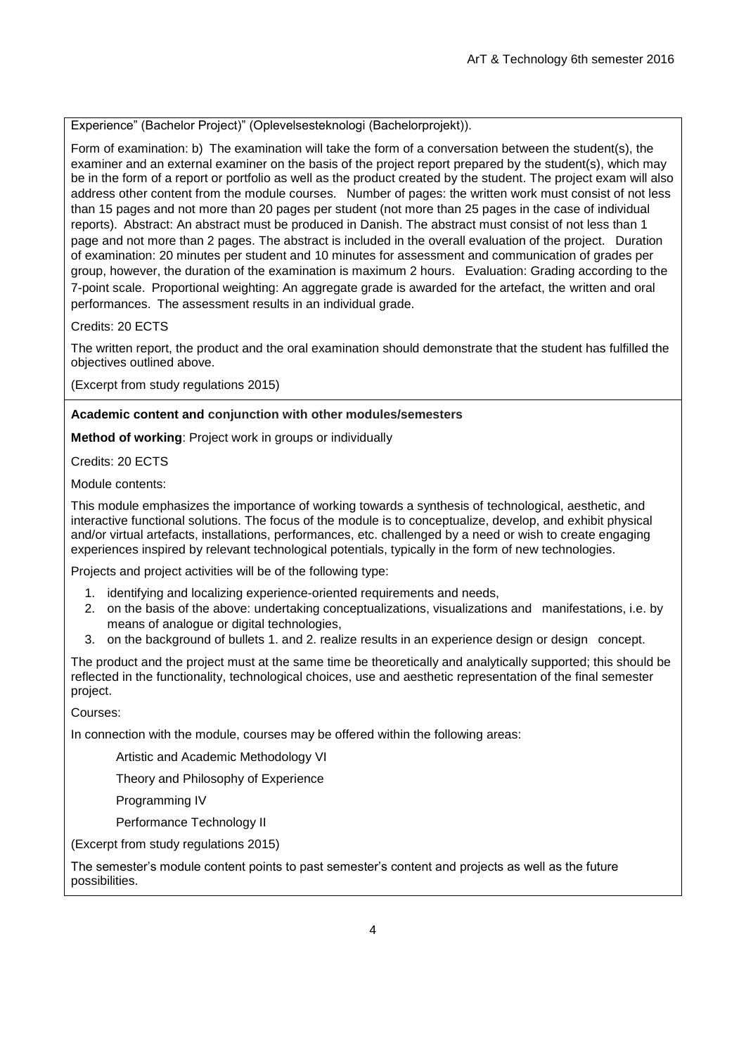Experience" (Bachelor Project)" (Oplevelsesteknologi (Bachelorprojekt)).

Form of examination: b) The examination will take the form of a conversation between the student(s), the examiner and an external examiner on the basis of the project report prepared by the student(s), which may be in the form of a report or portfolio as well as the product created by the student. The project exam will also address other content from the module courses. Number of pages: the written work must consist of not less than 15 pages and not more than 20 pages per student (not more than 25 pages in the case of individual reports). Abstract: An abstract must be produced in Danish. The abstract must consist of not less than 1 page and not more than 2 pages. The abstract is included in the overall evaluation of the project. Duration of examination: 20 minutes per student and 10 minutes for assessment and communication of grades per group, however, the duration of the examination is maximum 2 hours. Evaluation: Grading according to the 7-point scale. Proportional weighting: An aggregate grade is awarded for the artefact, the written and oral performances. The assessment results in an individual grade.

Credits: 20 ECTS

The written report, the product and the oral examination should demonstrate that the student has fulfilled the objectives outlined above.

(Excerpt from study regulations 2015)

**Academic content and conjunction with other modules/semesters**

**Method of working**: Project work in groups or individually

Credits: 20 ECTS

Module contents:

This module emphasizes the importance of working towards a synthesis of technological, aesthetic, and interactive functional solutions. The focus of the module is to conceptualize, develop, and exhibit physical and/or virtual artefacts, installations, performances, etc. challenged by a need or wish to create engaging experiences inspired by relevant technological potentials, typically in the form of new technologies.

Projects and project activities will be of the following type:

1. identifying and localizing experience-oriented requirements and needs,
2. on the basis of the above: undertaking conceptualizations, visualizations and manifestations, i.e. by means of analogue or digital technologies,
3. on the background of bullets 1. and 2. realize results in an experience design or design concept.

The product and the project must at the same time be theoretically and analytically supported; this should be reflected in the functionality, technological choices, use and aesthetic representation of the final semester project.

Courses:

In connection with the module, courses may be offered within the following areas:

Artistic and Academic Methodology VI

Theory and Philosophy of Experience

Programming IV

Performance Technology II

(Excerpt from study regulations 2015)

The semester's module content points to past semester's content and projects as well as the future possibilities.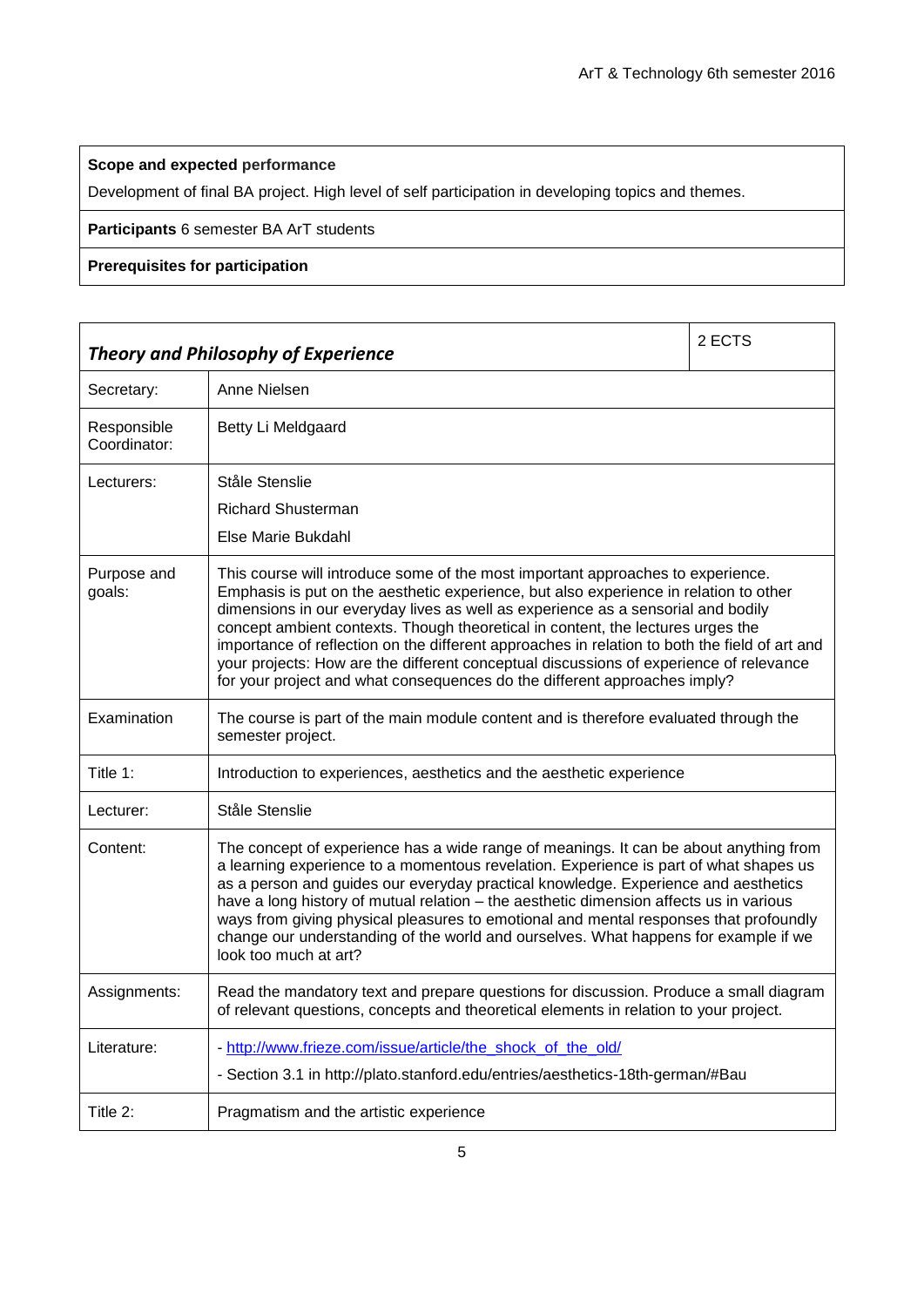| **Scope and expected performance** |
| --- |
| Development of final BA project. High level of self participation in developing topics and themes. |
| **Participants** 6 semester BA ArT students |
| **Prerequisites for participation** |

| ***Theory and Philosophy of Experience*** | | 2 ECTS |
| --- | --- | --- |
| Secretary: | Anne Nielsen | |
| Responsible Coordinator: | Betty Li Meldgaard | |
| Lecturers: | Ståle Stenslie<br>Richard Shusterman<br>Else Marie Bukdahl | |
| Purpose and goals: | This course will introduce some of the most important approaches to experience. Emphasis is put on the aesthetic experience, but also experience in relation to other dimensions in our everyday lives as well as experience as a sensorial and bodily concept ambient contexts. Though theoretical in content, the lectures urges the importance of reflection on the different approaches in relation to both the field of art and your projects: How are the different conceptual discussions of experience of relevance for your project and what consequences do the different approaches imply? | |
| Examination | The course is part of the main module content and is therefore evaluated through the semester project. | |
| Title 1: | Introduction to experiences, aesthetics and the aesthetic experience | |
| Lecturer: | Ståle Stenslie | |
| Content: | The concept of experience has a wide range of meanings. It can be about anything from a learning experience to a momentous revelation. Experience is part of what shapes us as a person and guides our everyday practical knowledge. Experience and aesthetics have a long history of mutual relation – the aesthetic dimension affects us in various ways from giving physical pleasures to emotional and mental responses that profoundly change our understanding of the world and ourselves. What happens for example if we look too much at art? | |
| Assignments: | Read the mandatory text and prepare questions for discussion. Produce a small diagram of relevant questions, concepts and theoretical elements in relation to your project. | |
| Literature: | - http://www.frieze.com/issue/article/the_shock_of_the_old/<br>- Section 3.1 in http://plato.stanford.edu/entries/aesthetics-18th-german/#Bau | |
| Title 2: | Pragmatism and the artistic experience | |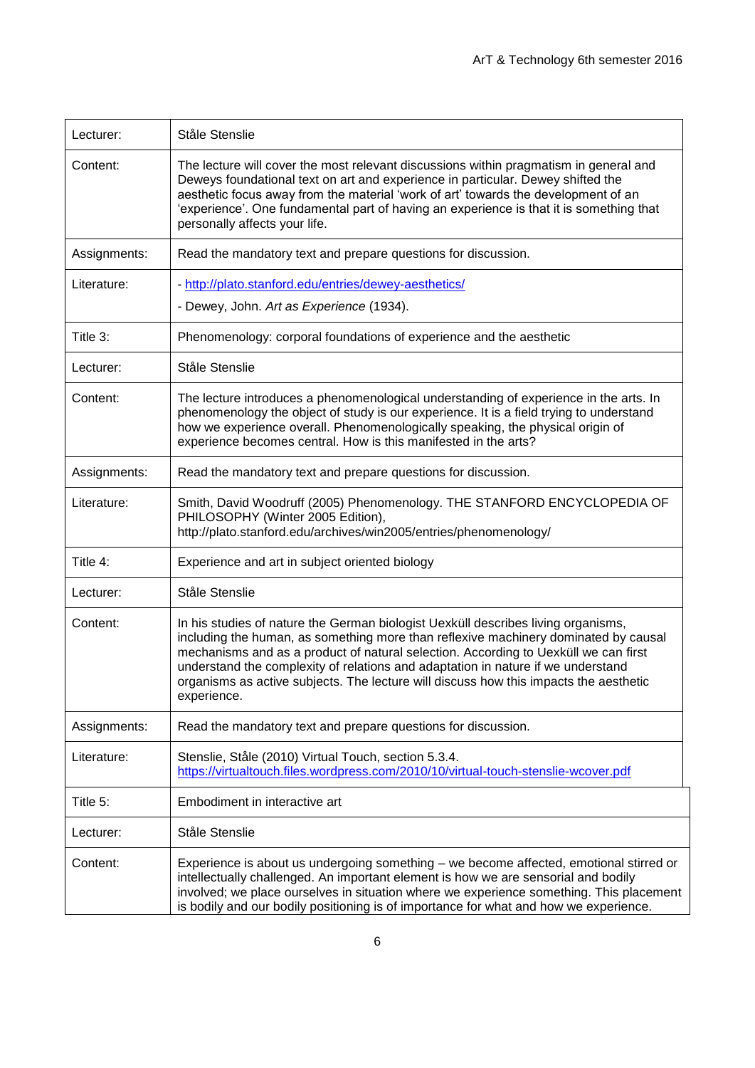| | |
|---|---|
| Lecturer: | Ståle Stenslie |
| Content: | The lecture will cover the most relevant discussions within pragmatism in general and Deweys foundational text on art and experience in particular. Dewey shifted the aesthetic focus away from the material 'work of art' towards the development of an 'experience'. One fundamental part of having an experience is that it is something that personally affects your life. |
| Assignments: | Read the mandatory text and prepare questions for discussion. |
| Literature: | - http://plato.stanford.edu/entries/dewey-aesthetics/ <br> - Dewey, John. *Art as Experience* (1934). |
| Title 3: | Phenomenology: corporal foundations of experience and the aesthetic |
| Lecturer: | Ståle Stenslie |
| Content: | The lecture introduces a phenomenological understanding of experience in the arts. In phenomenology the object of study is our experience. It is a field trying to understand how we experience overall. Phenomenologically speaking, the physical origin of experience becomes central. How is this manifested in the arts? |
| Assignments: | Read the mandatory text and prepare questions for discussion. |
| Literature: | Smith, David Woodruff (2005) Phenomenology. THE STANFORD ENCYCLOPEDIA OF PHILOSOPHY (Winter 2005 Edition), http://plato.stanford.edu/archives/win2005/entries/phenomenology/ |
| Title 4: | Experience and art in subject oriented biology |
| Lecturer: | Ståle Stenslie |
| Content: | In his studies of nature the German biologist Uexküll describes living organisms, including the human, as something more than reflexive machinery dominated by causal mechanisms and as a product of natural selection. According to Uexküll we can first understand the complexity of relations and adaptation in nature if we understand organisms as active subjects. The lecture will discuss how this impacts the aesthetic experience. |
| Assignments: | Read the mandatory text and prepare questions for discussion. |
| Literature: | Stenslie, Ståle (2010) Virtual Touch, section 5.3.4. https://virtualtouch.files.wordpress.com/2010/10/virtual-touch-stenslie-wcover.pdf |
| Title 5: | Embodiment in interactive art |
| Lecturer: | Ståle Stenslie |
| Content: | Experience is about us undergoing something – we become affected, emotional stirred or intellectually challenged. An important element is how we are sensorial and bodily involved; we place ourselves in situation where we experience something. This placement is bodily and our bodily positioning is of importance for what and how we experience. |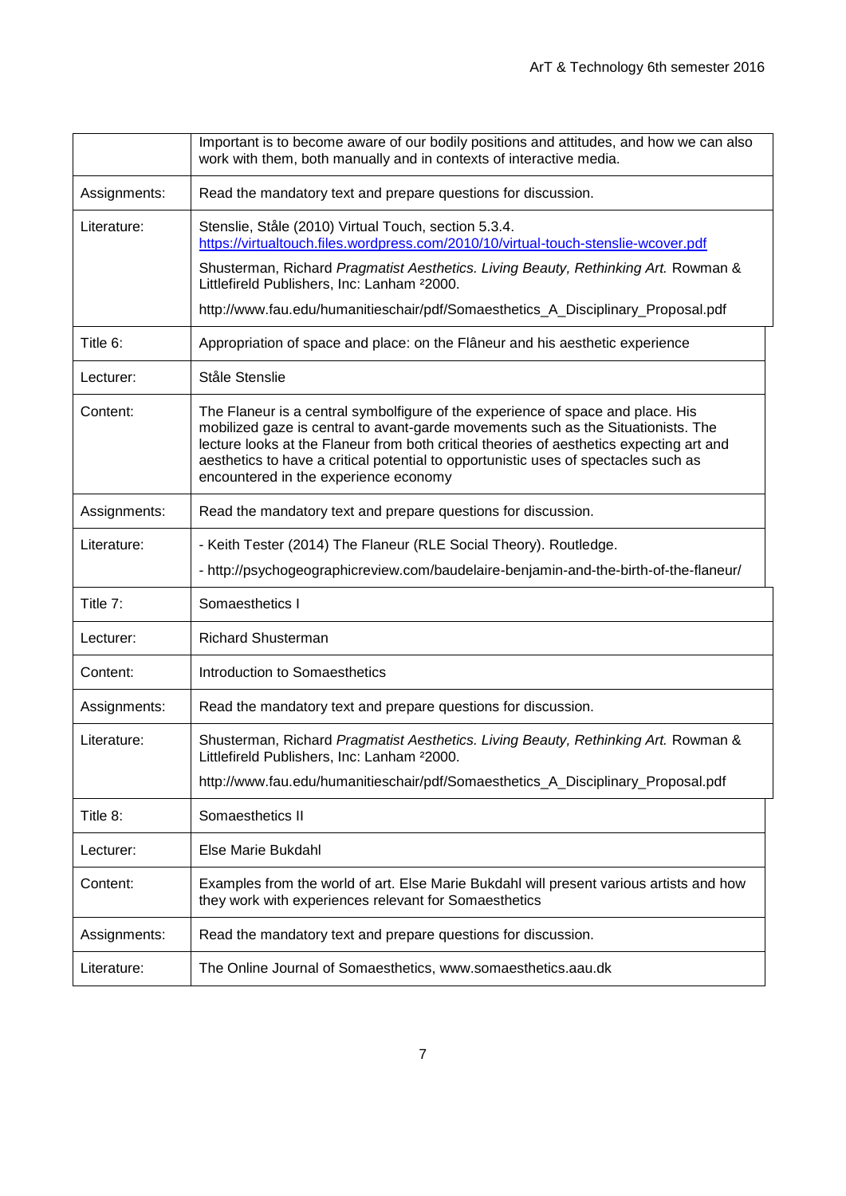| | |
|---|---|
| | Important is to become aware of our bodily positions and attitudes, and how we can also work with them, both manually and in contexts of interactive media. |
| Assignments: | Read the mandatory text and prepare questions for discussion. |
| Literature: | Stenslie, Ståle (2010) Virtual Touch, section 5.3.4. https://virtualtouch.files.wordpress.com/2010/10/virtual-touch-stenslie-wcover.pdf<br><br>Shusterman, Richard *Pragmatist Aesthetics. Living Beauty, Rethinking Art.* Rowman & Littlefireld Publishers, Inc: Lanham ²2000.<br><br>http://www.fau.edu/humanitieschair/pdf/Somaesthetics_A_Disciplinary_Proposal.pdf |
| Title 6: | Appropriation of space and place: on the Flâneur and his aesthetic experience |
| Lecturer: | Ståle Stenslie |
| Content: | The Flaneur is a central symbolfigure of the experience of space and place. His mobilized gaze is central to avant-garde movements such as the Situationists. The lecture looks at the Flaneur from both critical theories of aesthetics expecting art and aesthetics to have a critical potential to opportunistic uses of spectacles such as encountered in the experience economy |
| Assignments: | Read the mandatory text and prepare questions for discussion. |
| Literature: | - Keith Tester (2014) The Flaneur (RLE Social Theory). Routledge.<br><br>- http://psychogeographicreview.com/baudelaire-benjamin-and-the-birth-of-the-flaneur/ |
| Title 7: | Somaesthetics I |
| Lecturer: | Richard Shusterman |
| Content: | Introduction to Somaesthetics |
| Assignments: | Read the mandatory text and prepare questions for discussion. |
| Literature: | Shusterman, Richard *Pragmatist Aesthetics. Living Beauty, Rethinking Art.* Rowman & Littlefireld Publishers, Inc: Lanham ²2000.<br><br>http://www.fau.edu/humanitieschair/pdf/Somaesthetics_A_Disciplinary_Proposal.pdf |
| Title 8: | Somaesthetics II |
| Lecturer: | Else Marie Bukdahl |
| Content: | Examples from the world of art. Else Marie Bukdahl will present various artists and how they work with experiences relevant for Somaesthetics |
| Assignments: | Read the mandatory text and prepare questions for discussion. |
| Literature: | The Online Journal of Somaesthetics, www.somaesthetics.aau.dk |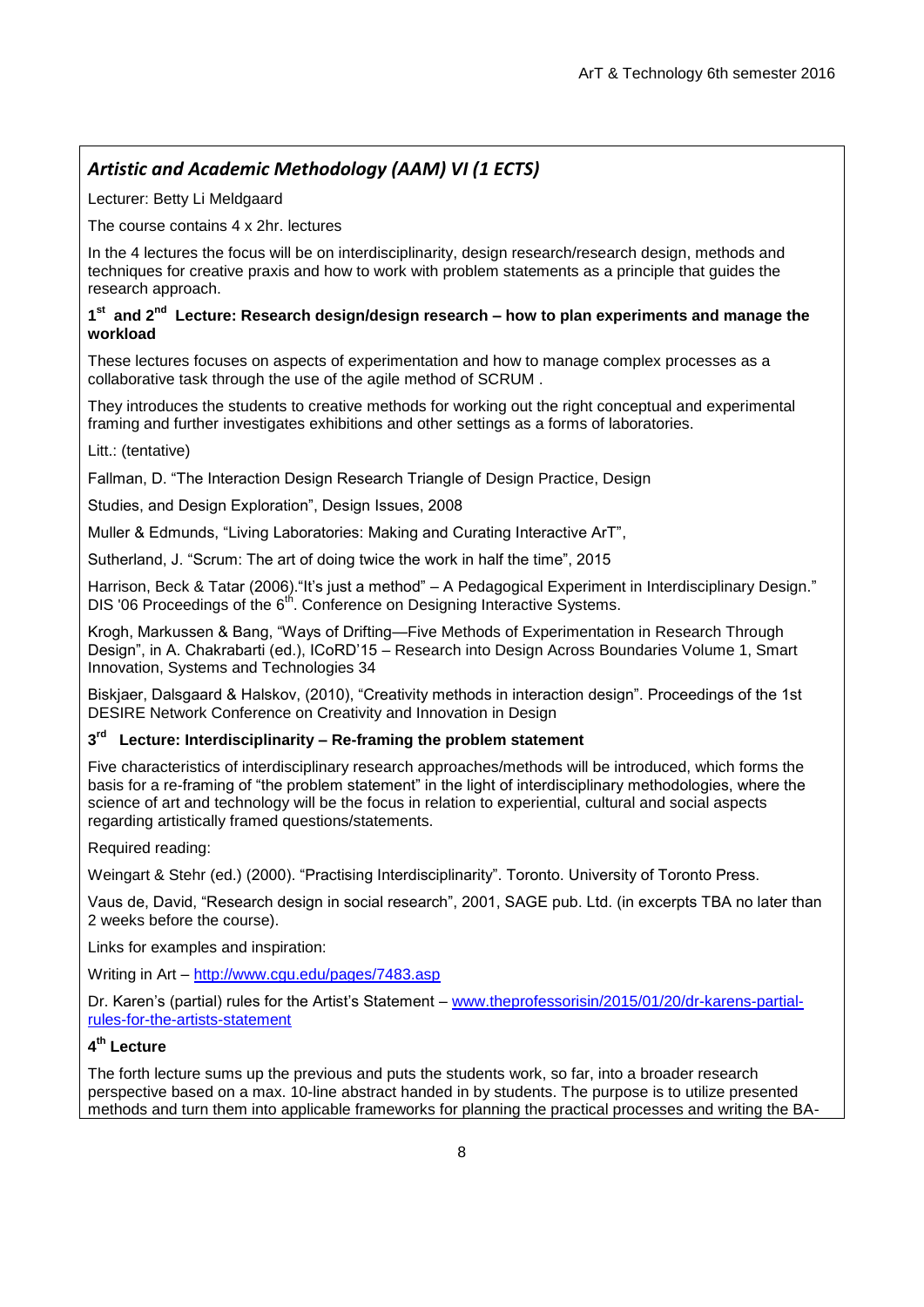## *Artistic and Academic Methodology (AAM) VI (1 ECTS)*

Lecturer: Betty Li Meldgaard

The course contains 4 x 2hr. lectures

In the 4 lectures the focus will be on interdisciplinarity, design research/research design, methods and techniques for creative praxis and how to work with problem statements as a principle that guides the research approach.

### 1st and 2nd Lecture: Research design/design research – how to plan experiments and manage the workload

These lectures focuses on aspects of experimentation and how to manage complex processes as a collaborative task through the use of the agile method of SCRUM .

They introduces the students to creative methods for working out the right conceptual and experimental framing and further investigates exhibitions and other settings as a forms of laboratories.

Litt.: (tentative)

Fallman, D. "The Interaction Design Research Triangle of Design Practice, Design

Studies, and Design Exploration", Design Issues, 2008

Muller & Edmunds, "Living Laboratories: Making and Curating Interactive ArT",

Sutherland, J. "Scrum: The art of doing twice the work in half the time", 2015

Harrison, Beck & Tatar (2006)."It's just a method" – A Pedagogical Experiment in Interdisciplinary Design." DIS '06 Proceedings of the 6th. Conference on Designing Interactive Systems.

Krogh, Markussen & Bang, "Ways of Drifting—Five Methods of Experimentation in Research Through Design", in A. Chakrabarti (ed.), ICoRD'15 – Research into Design Across Boundaries Volume 1, Smart Innovation, Systems and Technologies 34

Biskjaer, Dalsgaard & Halskov, (2010), "Creativity methods in interaction design". Proceedings of the 1st DESIRE Network Conference on Creativity and Innovation in Design

### 3rd Lecture: Interdisciplinarity – Re-framing the problem statement

Five characteristics of interdisciplinary research approaches/methods will be introduced, which forms the basis for a re-framing of "the problem statement" in the light of interdisciplinary methodologies, where the science of art and technology will be the focus in relation to experiential, cultural and social aspects regarding artistically framed questions/statements.

Required reading:

Weingart & Stehr (ed.) (2000). "Practising Interdisciplinarity". Toronto. University of Toronto Press.

Vaus de, David, "Research design in social research", 2001, SAGE pub. Ltd. (in excerpts TBA no later than 2 weeks before the course).

Links for examples and inspiration:

Writing in Art – http://www.cgu.edu/pages/7483.asp

Dr. Karen's (partial) rules for the Artist's Statement – www.theprofessorisin/2015/01/20/dr-karens-partial-rules-for-the-artists-statement

### 4th Lecture

The forth lecture sums up the previous and puts the students work, so far, into a broader research perspective based on a max. 10-line abstract handed in by students. The purpose is to utilize presented methods and turn them into applicable frameworks for planning the practical processes and writing the BA-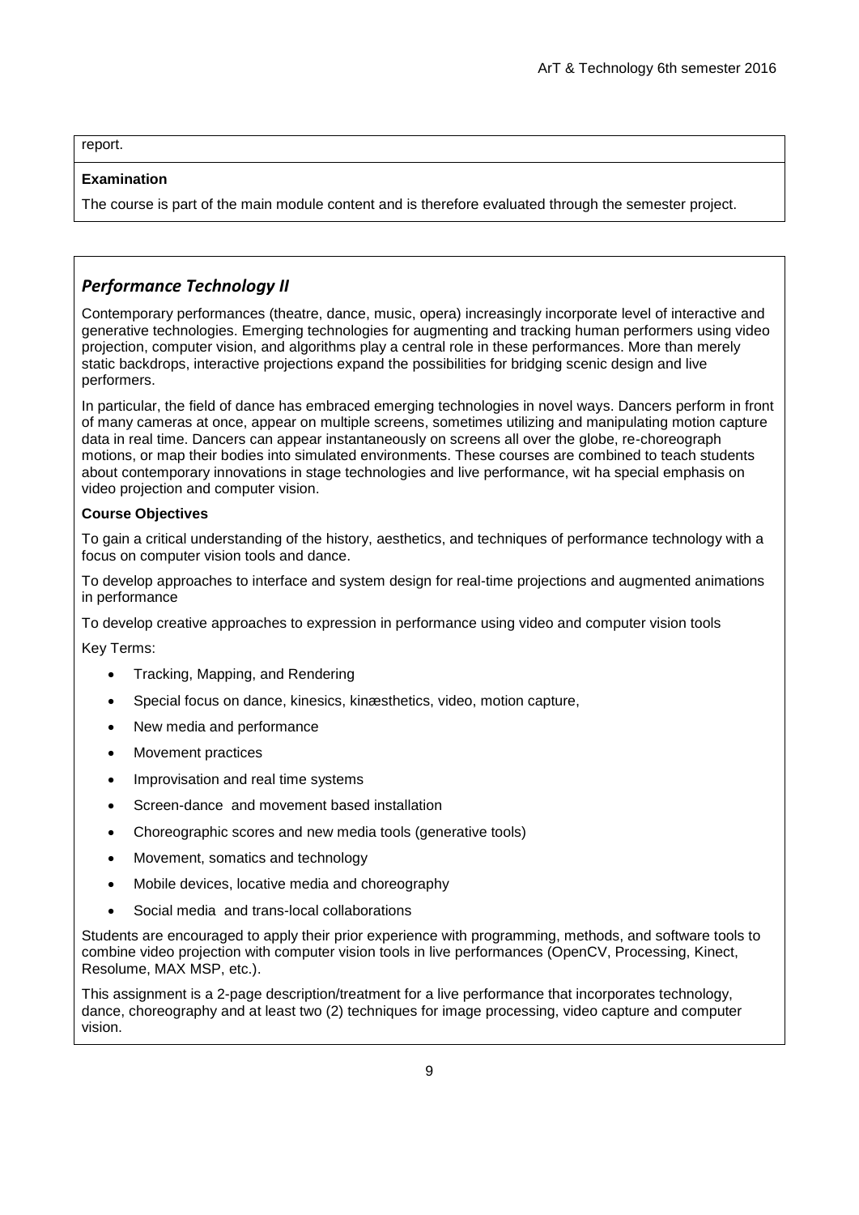report.

**Examination**

The course is part of the main module content and is therefore evaluated through the semester project.

## *Performance Technology II*

Contemporary performances (theatre, dance, music, opera) increasingly incorporate level of interactive and generative technologies. Emerging technologies for augmenting and tracking human performers using video projection, computer vision, and algorithms play a central role in these performances. More than merely static backdrops, interactive projections expand the possibilities for bridging scenic design and live performers.

In particular, the field of dance has embraced emerging technologies in novel ways. Dancers perform in front of many cameras at once, appear on multiple screens, sometimes utilizing and manipulating motion capture data in real time. Dancers can appear instantaneously on screens all over the globe, re-choreograph motions, or map their bodies into simulated environments. These courses are combined to teach students about contemporary innovations in stage technologies and live performance, wit ha special emphasis on video projection and computer vision.

**Course Objectives**

To gain a critical understanding of the history, aesthetics, and techniques of performance technology with a focus on computer vision tools and dance.

To develop approaches to interface and system design for real-time projections and augmented animations in performance

To develop creative approaches to expression in performance using video and computer vision tools

Key Terms:

- Tracking, Mapping, and Rendering
- Special focus on dance, kinesics, kinæsthetics, video, motion capture,
- New media and performance
- Movement practices
- Improvisation and real time systems
- Screen-dance and movement based installation
- Choreographic scores and new media tools (generative tools)
- Movement, somatics and technology
- Mobile devices, locative media and choreography
- Social media and trans-local collaborations

Students are encouraged to apply their prior experience with programming, methods, and software tools to combine video projection with computer vision tools in live performances (OpenCV, Processing, Kinect, Resolume, MAX MSP, etc.).

This assignment is a 2-page description/treatment for a live performance that incorporates technology, dance, choreography and at least two (2) techniques for image processing, video capture and computer vision.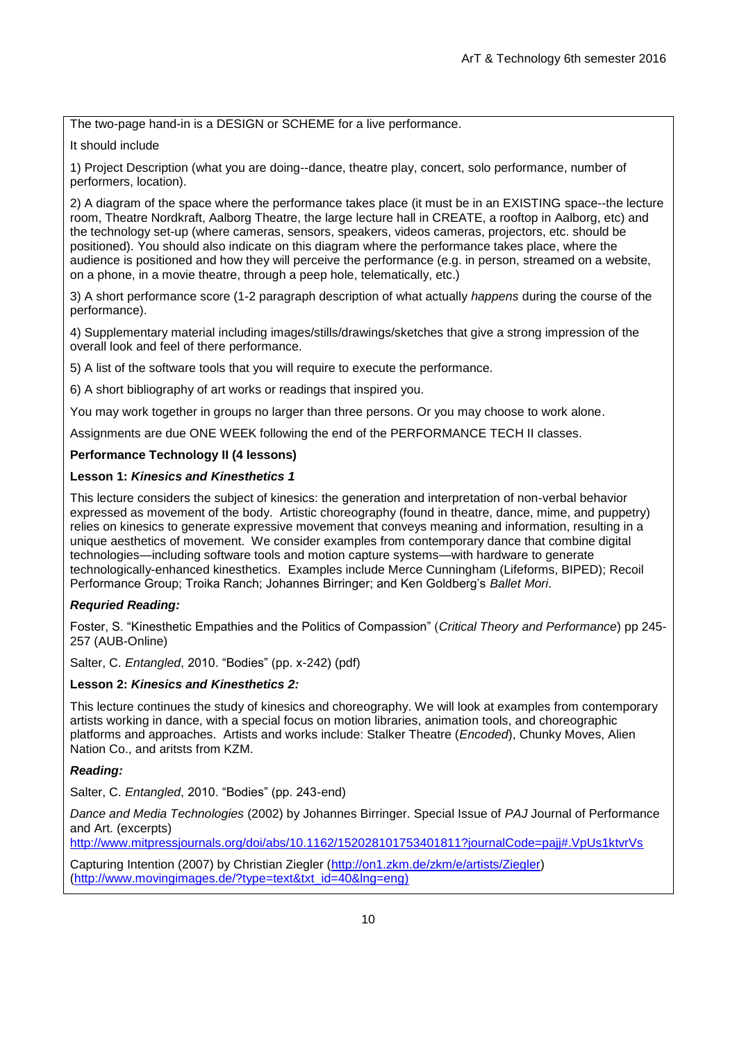The two-page hand-in is a DESIGN or SCHEME for a live performance.

It should include

1) Project Description (what you are doing--dance, theatre play, concert, solo performance, number of performers, location).

2) A diagram of the space where the performance takes place (it must be in an EXISTING space--the lecture room, Theatre Nordkraft, Aalborg Theatre, the large lecture hall in CREATE, a rooftop in Aalborg, etc) and the technology set-up (where cameras, sensors, speakers, videos cameras, projectors, etc. should be positioned). You should also indicate on this diagram where the performance takes place, where the audience is positioned and how they will perceive the performance (e.g. in person, streamed on a website, on a phone, in a movie theatre, through a peep hole, telematically, etc.)

3) A short performance score (1-2 paragraph description of what actually *happens* during the course of the performance).

4) Supplementary material including images/stills/drawings/sketches that give a strong impression of the overall look and feel of there performance.

5) A list of the software tools that you will require to execute the performance.

6) A short bibliography of art works or readings that inspired you.

You may work together in groups no larger than three persons. Or you may choose to work alone.

Assignments are due ONE WEEK following the end of the PERFORMANCE TECH II classes.

**Performance Technology II (4 lessons)**

**Lesson 1: *Kinesics and Kinesthetics 1***

This lecture considers the subject of kinesics: the generation and interpretation of non-verbal behavior expressed as movement of the body. Artistic choreography (found in theatre, dance, mime, and puppetry) relies on kinesics to generate expressive movement that conveys meaning and information, resulting in a unique aesthetics of movement. We consider examples from contemporary dance that combine digital technologies—including software tools and motion capture systems—with hardware to generate technologically-enhanced kinesthetics. Examples include Merce Cunningham (Lifeforms, BIPED); Recoil Performance Group; Troika Ranch; Johannes Birringer; and Ken Goldberg's *Ballet Mori*.

***Requried Reading:***

Foster, S. "Kinesthetic Empathies and the Politics of Compassion" (*Critical Theory and Performance*) pp 245-257 (AUB-Online)

Salter, C. *Entangled*, 2010. "Bodies" (pp. x-242) (pdf)

**Lesson 2: *Kinesics and Kinesthetics 2:***

This lecture continues the study of kinesics and choreography. We will look at examples from contemporary artists working in dance, with a special focus on motion libraries, animation tools, and choreographic platforms and approaches. Artists and works include: Stalker Theatre (*Encoded*), Chunky Moves, Alien Nation Co., and aritsts from KZM.

***Reading:***

Salter, C. *Entangled*, 2010. "Bodies" (pp. 243-end)

*Dance and Media Technologies* (2002) by Johannes Birringer. Special Issue of *PAJ* Journal of Performance and Art. (excerpts)
http://www.mitpressjournals.org/doi/abs/10.1162/152028101753401811?journalCode=pajj#.VpUs1ktvrVs

Capturing Intention (2007) by Christian Ziegler (http://on1.zkm.de/zkm/e/artists/Ziegler) (http://www.movingimages.de/?type=text&txt_id=40&lng=eng)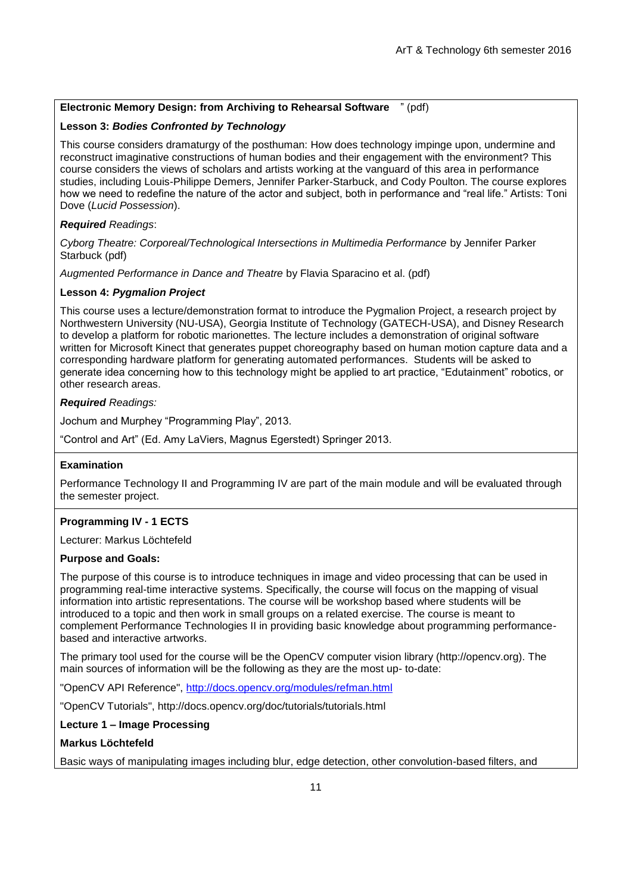**Electronic Memory Design: from Archiving to Rehearsal Software** " (pdf)

**Lesson 3: *Bodies Confronted by Technology***

This course considers dramaturgy of the posthuman: How does technology impinge upon, undermine and reconstruct imaginative constructions of human bodies and their engagement with the environment? This course considers the views of scholars and artists working at the vanguard of this area in performance studies, including Louis-Philippe Demers, Jennifer Parker-Starbuck, and Cody Poulton. The course explores how we need to redefine the nature of the actor and subject, both in performance and "real life." Artists: Toni Dove (*Lucid Possession*).

***Required** Readings*:

*Cyborg Theatre: Corporeal/Technological Intersections in Multimedia Performance* by Jennifer Parker Starbuck (pdf)

*Augmented Performance in Dance and Theatre* by Flavia Sparacino et al. (pdf)

**Lesson 4: *Pygmalion Project***

This course uses a lecture/demonstration format to introduce the Pygmalion Project, a research project by Northwestern University (NU-USA), Georgia Institute of Technology (GATECH-USA), and Disney Research to develop a platform for robotic marionettes. The lecture includes a demonstration of original software written for Microsoft Kinect that generates puppet choreography based on human motion capture data and a corresponding hardware platform for generating automated performances. Students will be asked to generate idea concerning how to this technology might be applied to art practice, "Edutainment" robotics, or other research areas.

***Required** Readings:*

Jochum and Murphey "Programming Play", 2013.

"Control and Art" (Ed. Amy LaViers, Magnus Egerstedt) Springer 2013.

**Examination**

Performance Technology II and Programming IV are part of the main module and will be evaluated through the semester project.

**Programming IV - 1 ECTS**

Lecturer: Markus Löchtefeld

**Purpose and Goals:**

The purpose of this course is to introduce techniques in image and video processing that can be used in programming real-time interactive systems. Specifically, the course will focus on the mapping of visual information into artistic representations. The course will be workshop based where students will be introduced to a topic and then work in small groups on a related exercise. The course is meant to complement Performance Technologies II in providing basic knowledge about programming performance-based and interactive artworks.

The primary tool used for the course will be the OpenCV computer vision library (http://opencv.org). The main sources of information will be the following as they are the most up- to-date:

"OpenCV API Reference", http://docs.opencv.org/modules/refman.html

"OpenCV Tutorials", http://docs.opencv.org/doc/tutorials/tutorials.html

**Lecture 1 – Image Processing**

**Markus Löchtefeld**

Basic ways of manipulating images including blur, edge detection, other convolution-based filters, and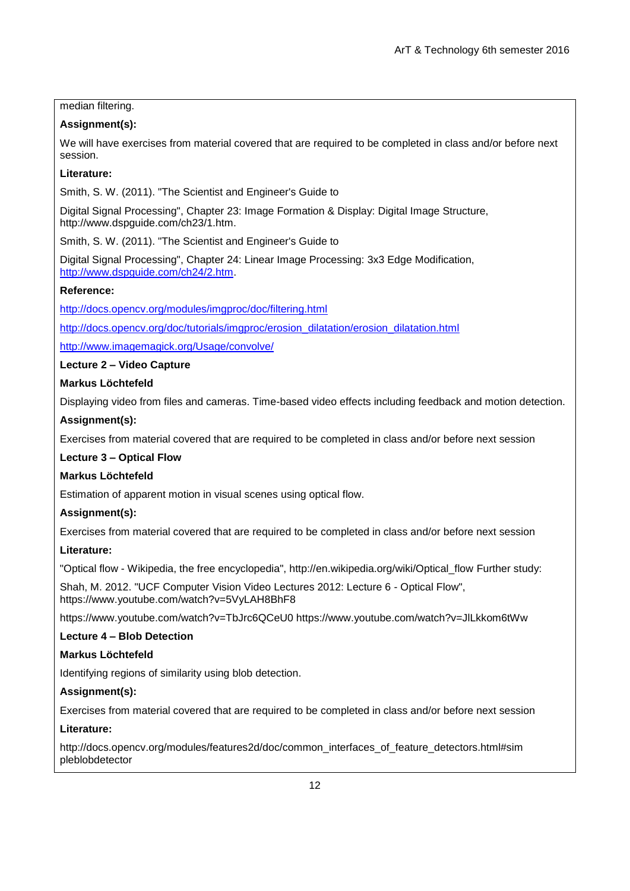median filtering.

**Assignment(s):**

We will have exercises from material covered that are required to be completed in class and/or before next session.

**Literature:**

Smith, S. W. (2011). "The Scientist and Engineer's Guide to

Digital Signal Processing", Chapter 23: Image Formation & Display: Digital Image Structure, http://www.dspguide.com/ch23/1.htm.

Smith, S. W. (2011). "The Scientist and Engineer's Guide to

Digital Signal Processing", Chapter 24: Linear Image Processing: 3x3 Edge Modification, http://www.dspguide.com/ch24/2.htm.

**Reference:**

http://docs.opencv.org/modules/imgproc/doc/filtering.html

http://docs.opencv.org/doc/tutorials/imgproc/erosion_dilatation/erosion_dilatation.html

http://www.imagemagick.org/Usage/convolve/

**Lecture 2 – Video Capture**

**Markus Löchtefeld**

Displaying video from files and cameras. Time-based video effects including feedback and motion detection.

**Assignment(s):**

Exercises from material covered that are required to be completed in class and/or before next session

**Lecture 3 – Optical Flow**

**Markus Löchtefeld**

Estimation of apparent motion in visual scenes using optical flow.

**Assignment(s):**

Exercises from material covered that are required to be completed in class and/or before next session

**Literature:**

"Optical flow - Wikipedia, the free encyclopedia", http://en.wikipedia.org/wiki/Optical_flow Further study:

Shah, M. 2012. "UCF Computer Vision Video Lectures 2012: Lecture 6 - Optical Flow", https://www.youtube.com/watch?v=5VyLAH8BhF8

https://www.youtube.com/watch?v=TbJrc6QCeU0 https://www.youtube.com/watch?v=JlLkkom6tWw

**Lecture 4 – Blob Detection**

**Markus Löchtefeld**

Identifying regions of similarity using blob detection.

**Assignment(s):**

Exercises from material covered that are required to be completed in class and/or before next session

**Literature:**

http://docs.opencv.org/modules/features2d/doc/common_interfaces_of_feature_detectors.html#simpleblobdetector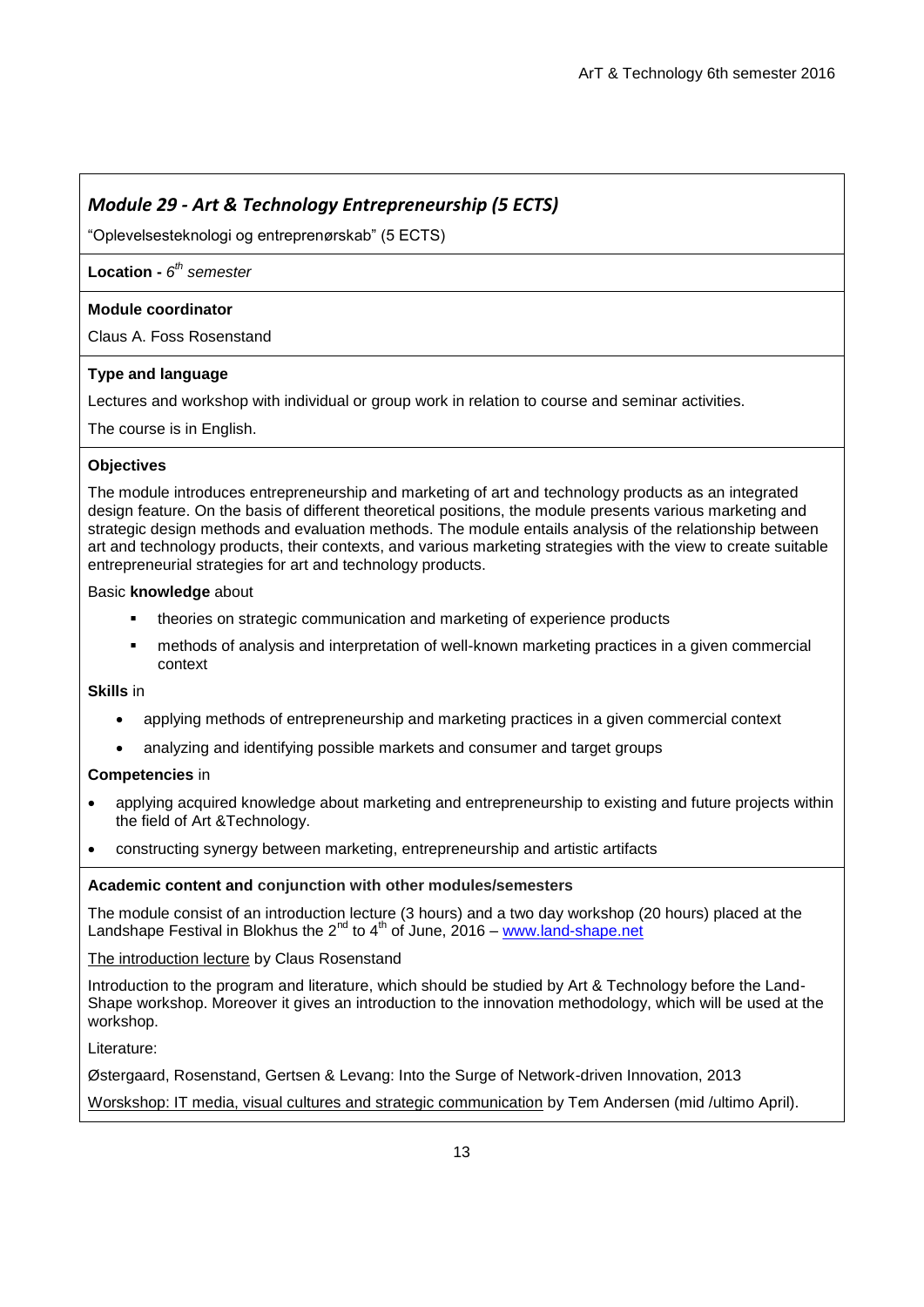## *Module 29 - Art & Technology Entrepreneurship (5 ECTS)*

"Oplevelsesteknologi og entreprenørskab" (5 ECTS)

**Location -** *6th semester*

**Module coordinator**

Claus A. Foss Rosenstand

**Type and language**

Lectures and workshop with individual or group work in relation to course and seminar activities.

The course is in English.

**Objectives**

The module introduces entrepreneurship and marketing of art and technology products as an integrated design feature. On the basis of different theoretical positions, the module presents various marketing and strategic design methods and evaluation methods. The module entails analysis of the relationship between art and technology products, their contexts, and various marketing strategies with the view to create suitable entrepreneurial strategies for art and technology products.

Basic **knowledge** about

- theories on strategic communication and marketing of experience products
- methods of analysis and interpretation of well-known marketing practices in a given commercial context

**Skills** in

- applying methods of entrepreneurship and marketing practices in a given commercial context
- analyzing and identifying possible markets and consumer and target groups

**Competencies** in

- applying acquired knowledge about marketing and entrepreneurship to existing and future projects within the field of Art &Technology.
- constructing synergy between marketing, entrepreneurship and artistic artifacts

**Academic content and conjunction with other modules/semesters**

The module consist of an introduction lecture (3 hours) and a two day workshop (20 hours) placed at the Landshape Festival in Blokhus the 2nd to 4th of June, 2016 – www.land-shape.net

The introduction lecture by Claus Rosenstand

Introduction to the program and literature, which should be studied by Art & Technology before the Land-Shape workshop. Moreover it gives an introduction to the innovation methodology, which will be used at the workshop.

Literature:

Østergaard, Rosenstand, Gertsen & Levang: Into the Surge of Network-driven Innovation, 2013

Worskshop: IT media, visual cultures and strategic communication by Tem Andersen (mid /ultimo April).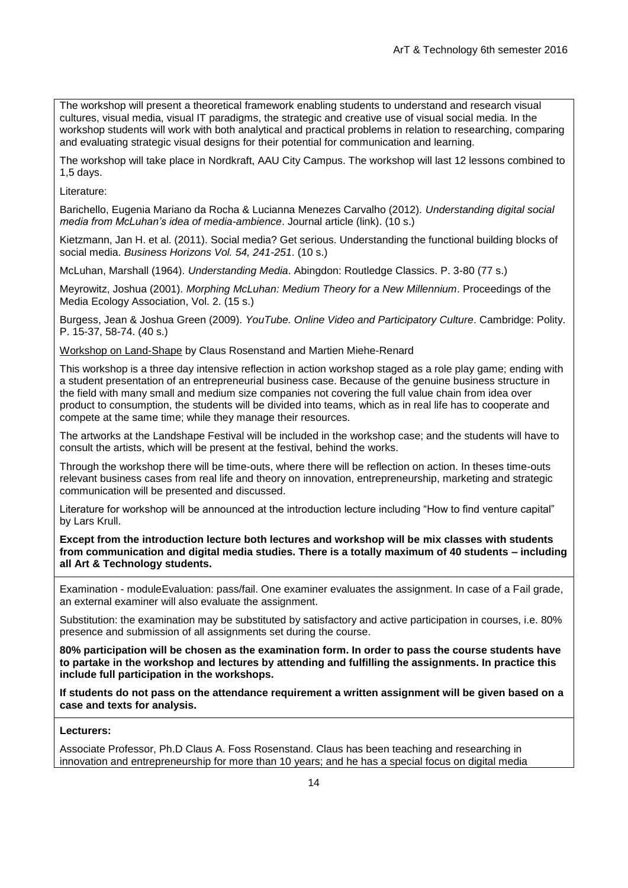The workshop will present a theoretical framework enabling students to understand and research visual cultures, visual media, visual IT paradigms, the strategic and creative use of visual social media. In the workshop students will work with both analytical and practical problems in relation to researching, comparing and evaluating strategic visual designs for their potential for communication and learning.

The workshop will take place in Nordkraft, AAU City Campus. The workshop will last 12 lessons combined to 1,5 days.

Literature:

Barichello, Eugenia Mariano da Rocha & Lucianna Menezes Carvalho (2012). *Understanding digital social media from McLuhan's idea of media-ambience*. Journal article (link). (10 s.)

Kietzmann, Jan H. et al. (2011). Social media? Get serious. Understanding the functional building blocks of social media. *Business Horizons Vol. 54, 241-251*. (10 s.)

McLuhan, Marshall (1964). *Understanding Media*. Abingdon: Routledge Classics. P. 3-80 (77 s.)

Meyrowitz, Joshua (2001). *Morphing McLuhan: Medium Theory for a New Millennium*. Proceedings of the Media Ecology Association, Vol. 2. (15 s.)

Burgess, Jean & Joshua Green (2009). *YouTube. Online Video and Participatory Culture*. Cambridge: Polity. P. 15-37, 58-74. (40 s.)

Workshop on Land-Shape by Claus Rosenstand and Martien Miehe-Renard

This workshop is a three day intensive reflection in action workshop staged as a role play game; ending with a student presentation of an entrepreneurial business case. Because of the genuine business structure in the field with many small and medium size companies not covering the full value chain from idea over product to consumption, the students will be divided into teams, which as in real life has to cooperate and compete at the same time; while they manage their resources.

The artworks at the Landshape Festival will be included in the workshop case; and the students will have to consult the artists, which will be present at the festival, behind the works.

Through the workshop there will be time-outs, where there will be reflection on action. In theses time-outs relevant business cases from real life and theory on innovation, entrepreneurship, marketing and strategic communication will be presented and discussed.

Literature for workshop will be announced at the introduction lecture including "How to find venture capital" by Lars Krull.

**Except from the introduction lecture both lectures and workshop will be mix classes with students from communication and digital media studies. There is a totally maximum of 40 students – including all Art & Technology students.**

Examination - moduleEvaluation: pass/fail. One examiner evaluates the assignment. In case of a Fail grade, an external examiner will also evaluate the assignment.

Substitution: the examination may be substituted by satisfactory and active participation in courses, i.e. 80% presence and submission of all assignments set during the course.

**80% participation will be chosen as the examination form. In order to pass the course students have to partake in the workshop and lectures by attending and fulfilling the assignments. In practice this include full participation in the workshops.**

**If students do not pass on the attendance requirement a written assignment will be given based on a case and texts for analysis.**

**Lecturers:**

Associate Professor, Ph.D Claus A. Foss Rosenstand. Claus has been teaching and researching in innovation and entrepreneurship for more than 10 years; and he has a special focus on digital media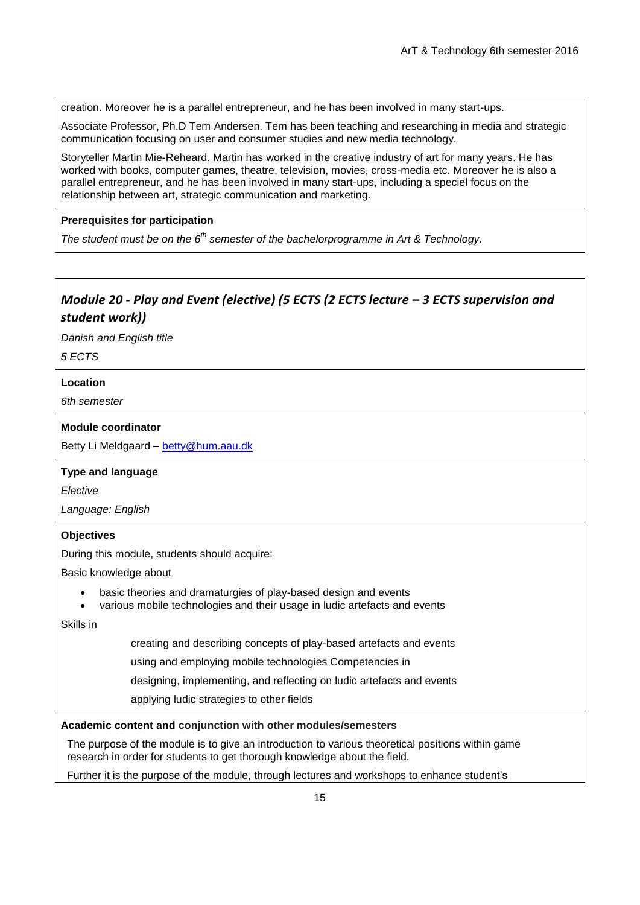creation. Moreover he is a parallel entrepreneur, and he has been involved in many start-ups.

Associate Professor, Ph.D Tem Andersen. Tem has been teaching and researching in media and strategic communication focusing on user and consumer studies and new media technology.

Storyteller Martin Mie-Reheard. Martin has worked in the creative industry of art for many years. He has worked with books, computer games, theatre, television, movies, cross-media etc. Moreover he is also a parallel entrepreneur, and he has been involved in many start-ups, including a speciel focus on the relationship between art, strategic communication and marketing.

**Prerequisites for participation**

*The student must be on the 6th semester of the bachelorprogramme in Art & Technology.*

## *Module 20 - Play and Event (elective) (5 ECTS (2 ECTS lecture – 3 ECTS supervision and student work))*

*Danish and English title*

*5 ECTS*

**Location**

*6th semester*

**Module coordinator**

Betty Li Meldgaard – betty@hum.aau.dk

**Type and language**

*Elective*

*Language: English*

**Objectives**

During this module, students should acquire:

Basic knowledge about

- basic theories and dramaturgies of play-based design and events
- various mobile technologies and their usage in ludic artefacts and events

Skills in

creating and describing concepts of play-based artefacts and events

using and employing mobile technologies Competencies in

designing, implementing, and reflecting on ludic artefacts and events

applying ludic strategies to other fields

**Academic content and conjunction with other modules/semesters**

The purpose of the module is to give an introduction to various theoretical positions within game research in order for students to get thorough knowledge about the field.

Further it is the purpose of the module, through lectures and workshops to enhance student's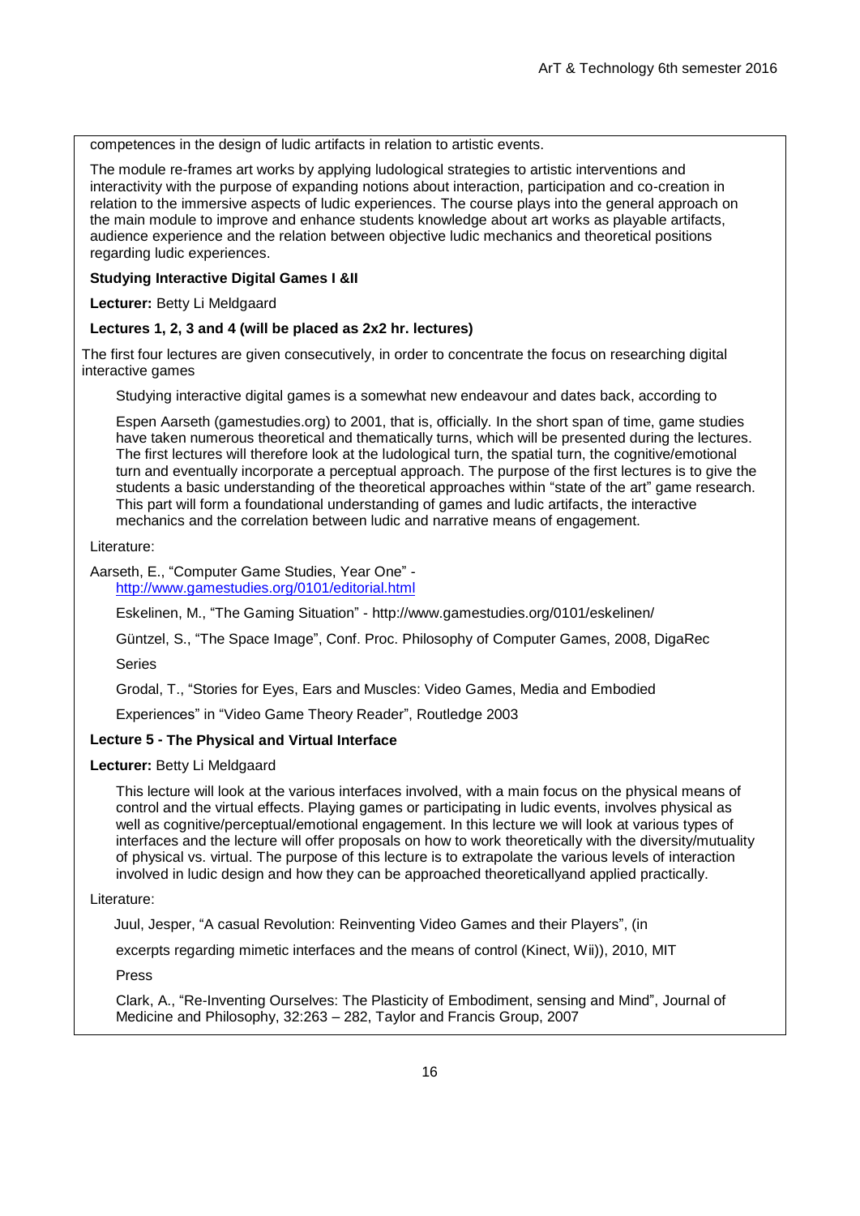competences in the design of ludic artifacts in relation to artistic events.

The module re-frames art works by applying ludological strategies to artistic interventions and interactivity with the purpose of expanding notions about interaction, participation and co-creation in relation to the immersive aspects of ludic experiences. The course plays into the general approach on the main module to improve and enhance students knowledge about art works as playable artifacts, audience experience and the relation between objective ludic mechanics and theoretical positions regarding ludic experiences.

**Studying Interactive Digital Games I &II**

**Lecturer:** Betty Li Meldgaard

**Lectures 1, 2, 3 and 4 (will be placed as 2x2 hr. lectures)**

The first four lectures are given consecutively, in order to concentrate the focus on researching digital interactive games

Studying interactive digital games is a somewhat new endeavour and dates back, according to

Espen Aarseth (gamestudies.org) to 2001, that is, officially. In the short span of time, game studies have taken numerous theoretical and thematically turns, which will be presented during the lectures. The first lectures will therefore look at the ludological turn, the spatial turn, the cognitive/emotional turn and eventually incorporate a perceptual approach. The purpose of the first lectures is to give the students a basic understanding of the theoretical approaches within "state of the art" game research. This part will form a foundational understanding of games and ludic artifacts, the interactive mechanics and the correlation between ludic and narrative means of engagement.

Literature:

Aarseth, E., "Computer Game Studies, Year One" - http://www.gamestudies.org/0101/editorial.html

Eskelinen, M., "The Gaming Situation" - http://www.gamestudies.org/0101/eskelinen/

Güntzel, S., "The Space Image", Conf. Proc. Philosophy of Computer Games, 2008, DigaRec Series

Grodal, T., "Stories for Eyes, Ears and Muscles: Video Games, Media and Embodied Experiences" in "Video Game Theory Reader", Routledge 2003

**Lecture 5 - The Physical and Virtual Interface**

**Lecturer:** Betty Li Meldgaard

This lecture will look at the various interfaces involved, with a main focus on the physical means of control and the virtual effects. Playing games or participating in ludic events, involves physical as well as cognitive/perceptual/emotional engagement. In this lecture we will look at various types of interfaces and the lecture will offer proposals on how to work theoretically with the diversity/mutuality of physical vs. virtual. The purpose of this lecture is to extrapolate the various levels of interaction involved in ludic design and how they can be approached theoreticallyand applied practically.

Literature:

Juul, Jesper, "A casual Revolution: Reinventing Video Games and their Players", (in excerpts regarding mimetic interfaces and the means of control (Kinect, Wii)), 2010, MIT Press

Clark, A., "Re-Inventing Ourselves: The Plasticity of Embodiment, sensing and Mind", Journal of Medicine and Philosophy, 32:263 – 282, Taylor and Francis Group, 2007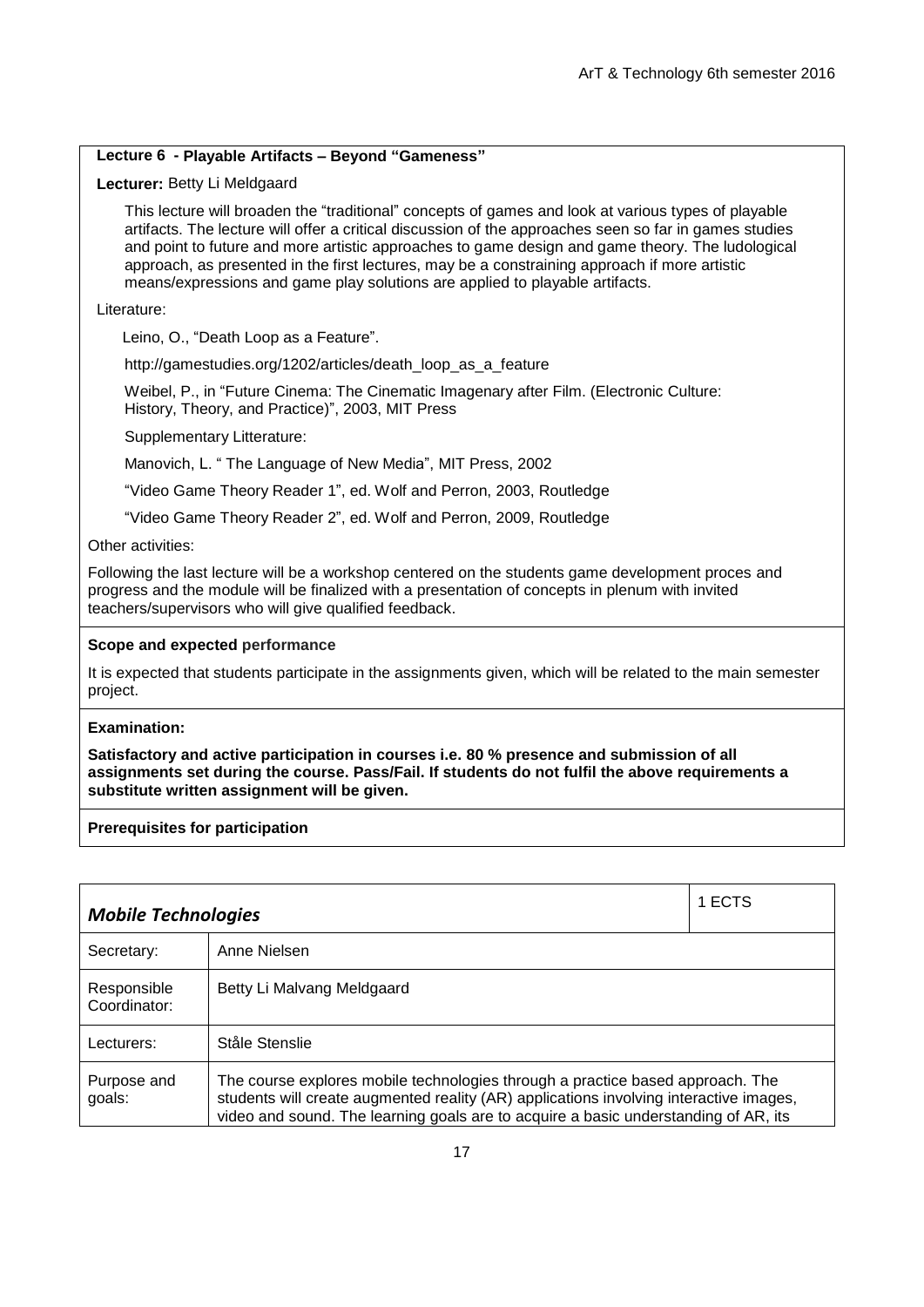**Lecture 6 - Playable Artifacts – Beyond "Gameness"**

**Lecturer:** Betty Li Meldgaard

This lecture will broaden the "traditional" concepts of games and look at various types of playable artifacts. The lecture will offer a critical discussion of the approaches seen so far in games studies and point to future and more artistic approaches to game design and game theory. The ludological approach, as presented in the first lectures, may be a constraining approach if more artistic means/expressions and game play solutions are applied to playable artifacts.

Literature:

Leino, O., "Death Loop as a Feature".

http://gamestudies.org/1202/articles/death_loop_as_a_feature

Weibel, P., in "Future Cinema: The Cinematic Imagenary after Film. (Electronic Culture: History, Theory, and Practice)", 2003, MIT Press

Supplementary Litterature:

Manovich, L. " The Language of New Media", MIT Press, 2002

"Video Game Theory Reader 1", ed. Wolf and Perron, 2003, Routledge

"Video Game Theory Reader 2", ed. Wolf and Perron, 2009, Routledge

Other activities:

Following the last lecture will be a workshop centered on the students game development proces and progress and the module will be finalized with a presentation of concepts in plenum with invited teachers/supervisors who will give qualified feedback.

**Scope and expected performance**

It is expected that students participate in the assignments given, which will be related to the main semester project.

**Examination:**

**Satisfactory and active participation in courses i.e. 80 % presence and submission of all assignments set during the course. Pass/Fail. If students do not fulfil the above requirements a substitute written assignment will be given.**

**Prerequisites for participation**

| ***Mobile Technologies*** | | 1 ECTS |
|---|---|---|
| Secretary: | Anne Nielsen | |
| Responsible Coordinator: | Betty Li Malvang Meldgaard | |
| Lecturers: | Ståle Stenslie | |
| Purpose and goals: | The course explores mobile technologies through a practice based approach. The students will create augmented reality (AR) applications involving interactive images, video and sound. The learning goals are to acquire a basic understanding of AR, its | |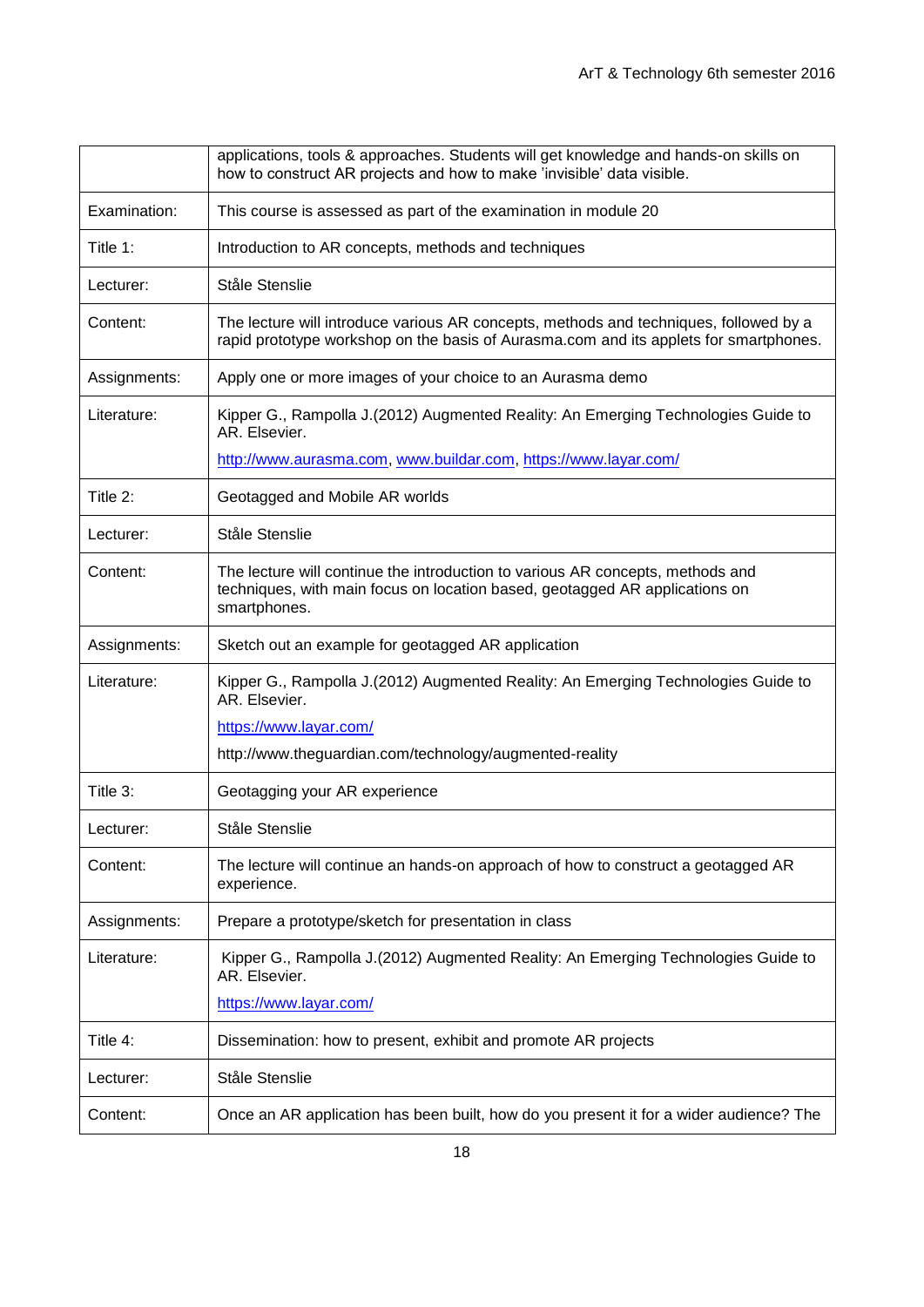| | |
|---|---|
| | applications, tools & approaches. Students will get knowledge and hands-on skills on how to construct AR projects and how to make 'invisible' data visible. |
| Examination: | This course is assessed as part of the examination in module 20 |
| Title 1: | Introduction to AR concepts, methods and techniques |
| Lecturer: | Ståle Stenslie |
| Content: | The lecture will introduce various AR concepts, methods and techniques, followed by a rapid prototype workshop on the basis of Aurasma.com and its applets for smartphones. |
| Assignments: | Apply one or more images of your choice to an Aurasma demo |
| Literature: | Kipper G., Rampolla J.(2012) Augmented Reality: An Emerging Technologies Guide to AR. Elsevier. <br> http://www.aurasma.com, www.buildar.com, https://www.layar.com/ |
| Title 2: | Geotagged and Mobile AR worlds |
| Lecturer: | Ståle Stenslie |
| Content: | The lecture will continue the introduction to various AR concepts, methods and techniques, with main focus on location based, geotagged AR applications on smartphones. |
| Assignments: | Sketch out an example for geotagged AR application |
| Literature: | Kipper G., Rampolla J.(2012) Augmented Reality: An Emerging Technologies Guide to AR. Elsevier. <br> https://www.layar.com/ <br> http://www.theguardian.com/technology/augmented-reality |
| Title 3: | Geotagging your AR experience |
| Lecturer: | Ståle Stenslie |
| Content: | The lecture will continue an hands-on approach of how to construct a geotagged AR experience. |
| Assignments: | Prepare a prototype/sketch for presentation in class |
| Literature: | Kipper G., Rampolla J.(2012) Augmented Reality: An Emerging Technologies Guide to AR. Elsevier. <br> https://www.layar.com/ |
| Title 4: | Dissemination: how to present, exhibit and promote AR projects |
| Lecturer: | Ståle Stenslie |
| Content: | Once an AR application has been built, how do you present it for a wider audience? The |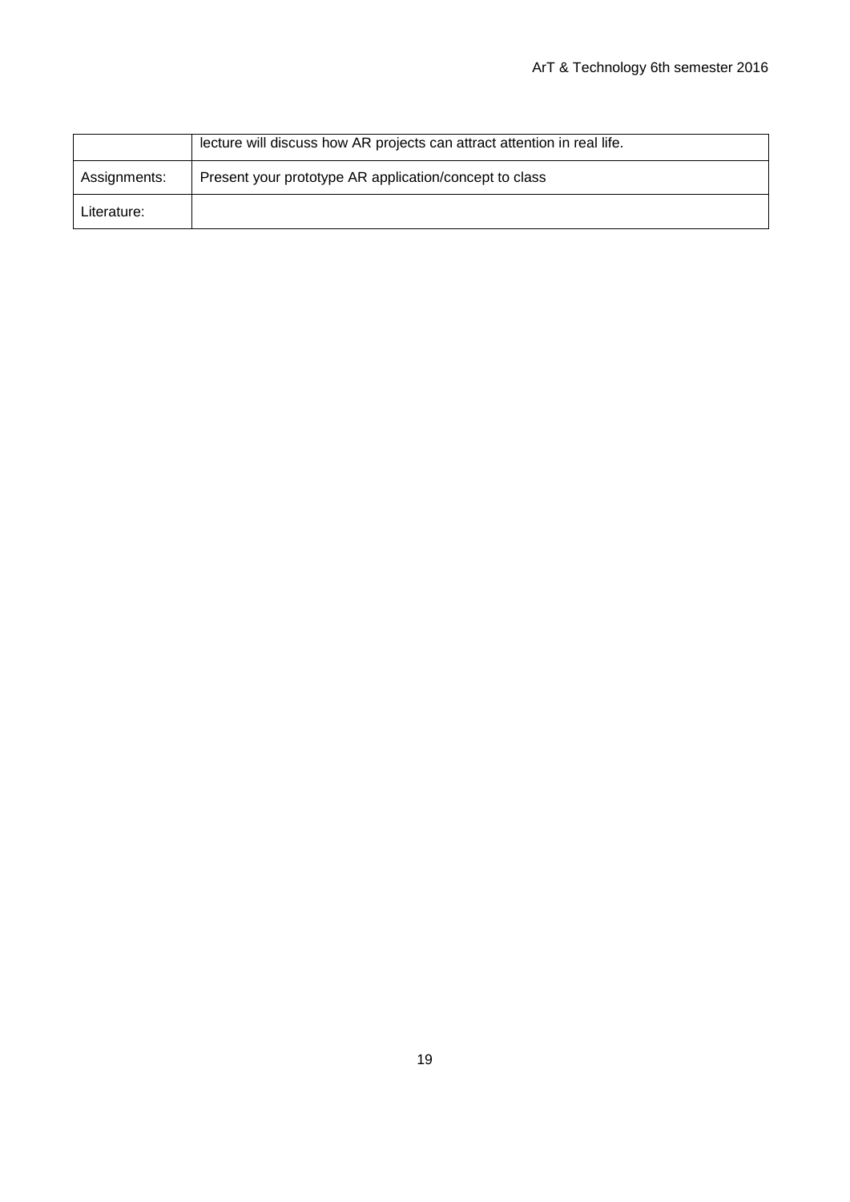| | |
|---|---|
| | lecture will discuss how AR projects can attract attention in real life. |
| Assignments: | Present your prototype AR application/concept to class |
| Literature: | |